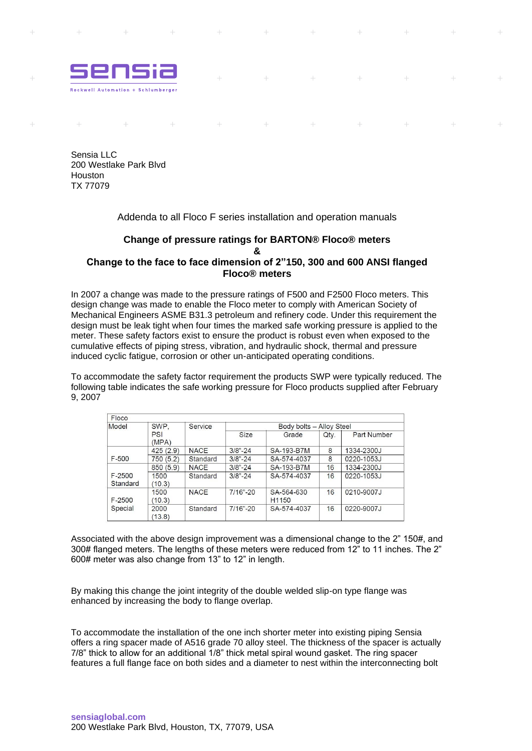Sensia LLC
200 Westlake Park Blvd
Houston
TX 77079

Addenda to all Floco F series installation and operation manuals

**Change of pressure ratings for BARTON® Floco® meters**
**&**
**Change to the face to face dimension of 2"150, 300 and 600 ANSI flanged Floco® meters**

In 2007 a change was made to the pressure ratings of F500 and F2500 Floco meters. This design change was made to enable the Floco meter to comply with American Society of Mechanical Engineers ASME B31.3 petroleum and refinery code. Under this requirement the design must be leak tight when four times the marked safe working pressure is applied to the meter. These safety factors exist to ensure the product is robust even when exposed to the cumulative effects of piping stress, vibration, and hydraulic shock, thermal and pressure induced cyclic fatigue, corrosion or other un-anticipated operating conditions.

To accommodate the safety factor requirement the products SWP were typically reduced. The following table indicates the safe working pressure for Floco products supplied after February 9, 2007

| Floco Model | SWP, PSI (MPA) | Service | Body bolts – Alloy Steel | | | |
|---|---|---|---|---|---|---|
| | | | Size | Grade | Qty. | Part Number |
| F-500 | 425 (2.9) | NACE | 3/8"-24 | SA-193-B7M | 8 | 1334-2300J |
| | 750 (5.2) | Standard | 3/8"-24 | SA-574-4037 | 8 | 0220-1053J |
| F-2500 Standard | 850 (5.9) | NACE | 3/8"-24 | SA-193-B7M | 16 | 1334-2300J |
| | 1500 (10.3) | Standard | 3/8"-24 | SA-574-4037 | 16 | 0220-1053J |
| F-2500 Special | 1500 (10.3) | NACE | 7/16"-20 | SA-564-630 H1150 | 16 | 0210-9007J |
| | 2000 (13.8) | Standard | 7/16"-20 | SA-574-4037 | 16 | 0220-9007J |

Associated with the above design improvement was a dimensional change to the 2" 150#, and 300# flanged meters. The lengths of these meters were reduced from 12" to 11 inches. The 2" 600# meter was also change from 13" to 12" in length.

By making this change the joint integrity of the double welded slip-on type flange was enhanced by increasing the body to flange overlap.

To accommodate the installation of the one inch shorter meter into existing piping Sensia offers a ring spacer made of A516 grade 70 alloy steel. The thickness of the spacer is actually 7/8" thick to allow for an additional 1/8" thick metal spiral wound gasket. The ring spacer features a full flange face on both sides and a diameter to nest within the interconnecting bolt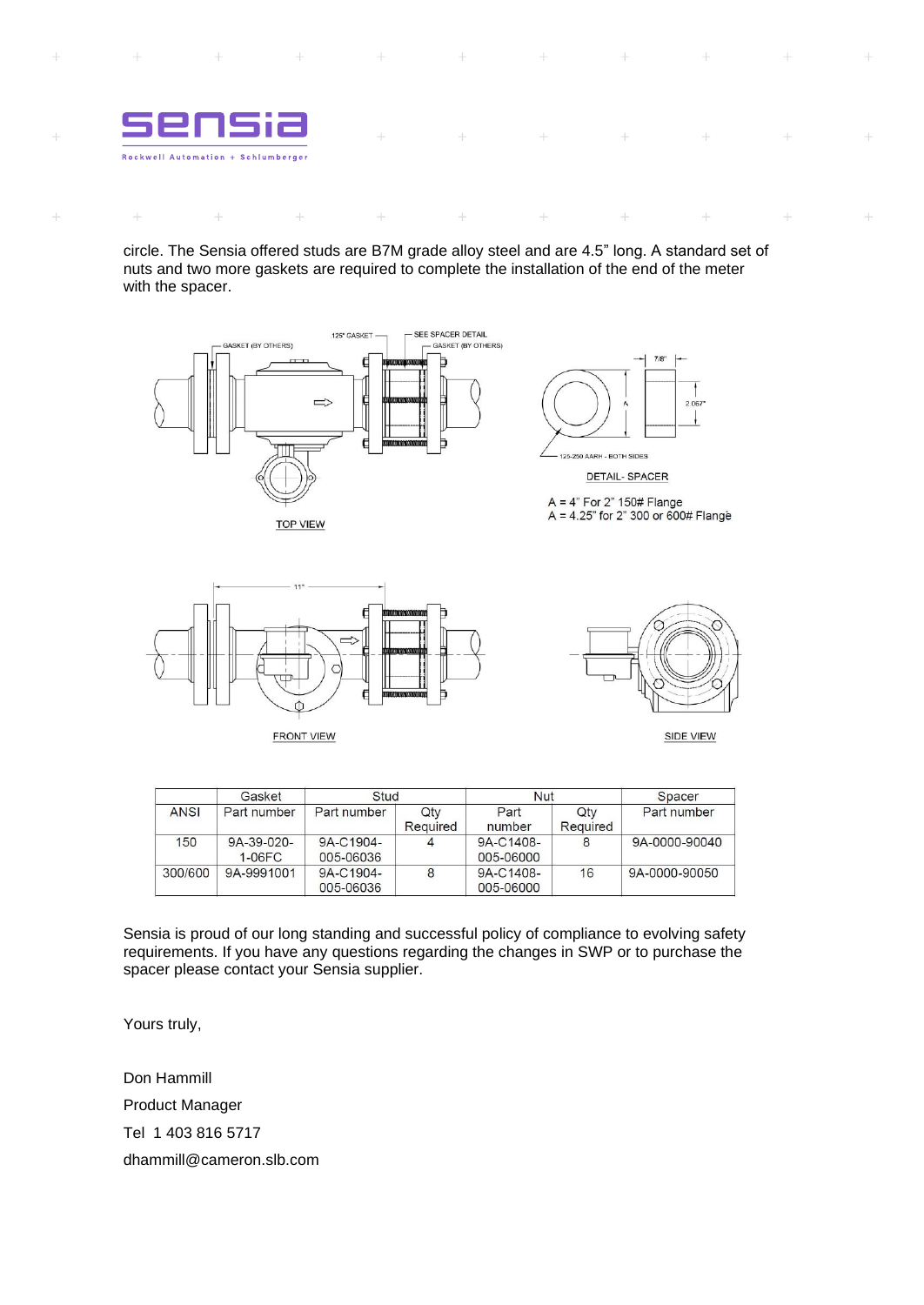circle. The Sensia offered studs are B7M grade alloy steel and are 4.5" long. A standard set of nuts and two more gaskets are required to complete the installation of the end of the meter with the spacer.

GASKET (BY OTHERS)

125" GASKET

SEE SPACER DETAIL

GASKET (BY OTHERS)

TOP VIEW

7/8"

A

2.067"

125-250 AARH - BOTH SIDES

DETAIL- SPACER

A = 4" For 2" 150# Flange
A = 4.25" for 2" 300 or 600# Flange

11"

FRONT VIEW

SIDE VIEW

| | Gasket | Stud | | Nut | | Spacer |
|---|---|---|---|---|---|---|
| ANSI | Part number | Part number | Qty Required | Part number | Qty Required | Part number |
| 150 | 9A-39-020-1-06FC | 9A-C1904-005-06036 | 4 | 9A-C1408-005-06000 | 8 | 9A-0000-90040 |
| 300/600 | 9A-9991001 | 9A-C1904-005-06036 | 8 | 9A-C1408-005-06000 | 16 | 9A-0000-90050 |

Sensia is proud of our long standing and successful policy of compliance to evolving safety requirements. If you have any questions regarding the changes in SWP or to purchase the spacer please contact your Sensia supplier.

Yours truly,

Don Hammill

Product Manager

Tel 1 403 816 5717

dhammill@cameron.slb.com